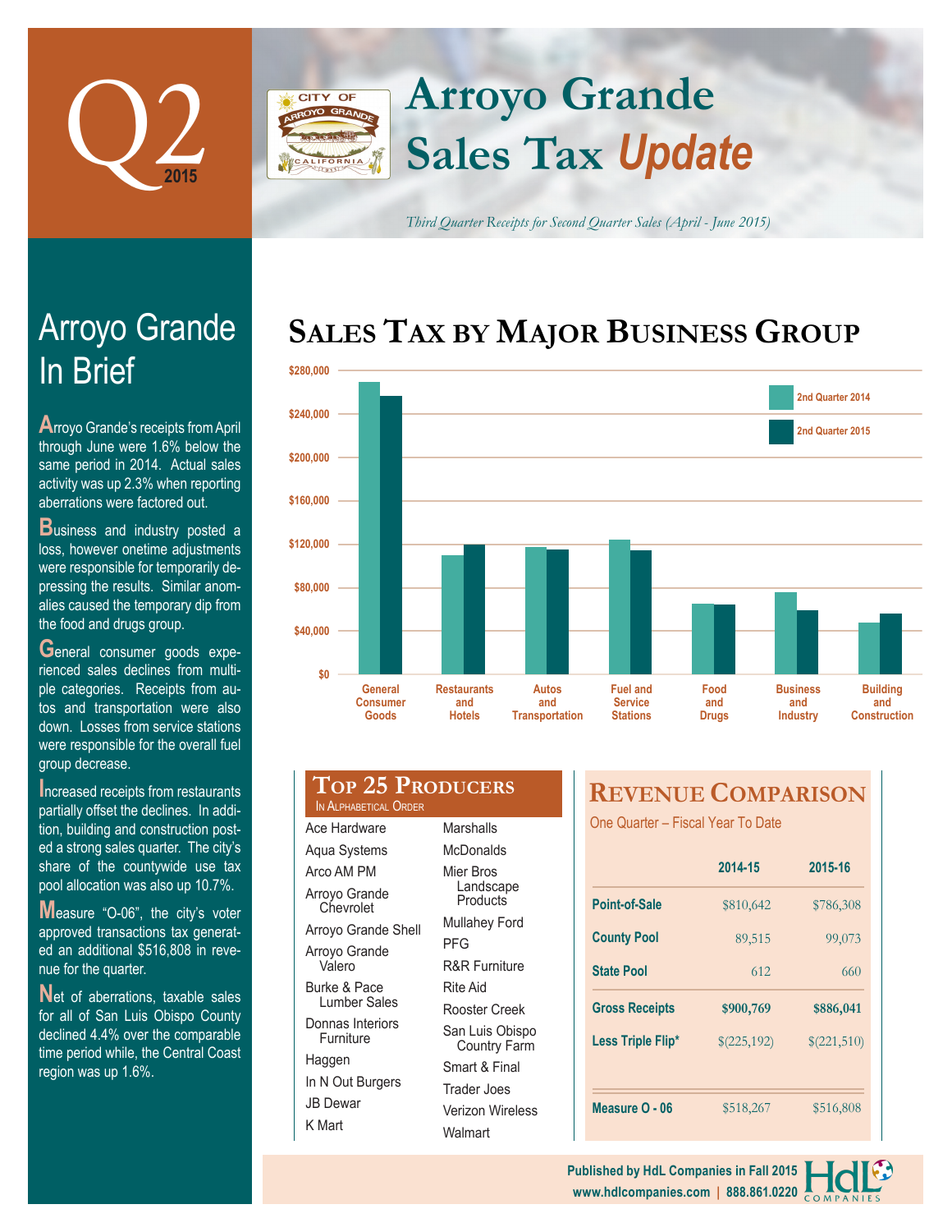# Q2 2015

# Arroyo Grande Sales Tax *Update*

*Third Quarter Receipts for Second Quarter Sales (April - June 2015)*

## Arroyo Grande In Brief

Arroyo Grande's receipts from April through June were 1.6% below the same period in 2014. Actual sales activity was up 2.3% when reporting aberrations were factored out.

Business and industry posted a loss, however onetime adjustments were responsible for temporarily depressing the results. Similar anomalies caused the temporary dip from the food and drugs group.

General consumer goods experienced sales declines from multiple categories. Receipts from autos and transportation were also down. Losses from service stations were responsible for the overall fuel group decrease.

Increased receipts from restaurants partially offset the declines. In addition, building and construction posted a strong sales quarter. The city's share of the countywide use tax pool allocation was also up 10.7%.

Measure "O-06", the city's voter approved transactions tax generated an additional $516,808 in revenue for the quarter.

Net of aberrations, taxable sales for all of San Luis Obispo County declined 4.4% over the comparable time period while, the Central Coast region was up 1.6%.

## Sales Tax by Major Business Group

Legend: 2nd Quarter 2014, 2nd Quarter 2015

Categories: General Consumer Goods; Restaurants and Hotels; Autos and Transportation; Fuel and Service Stations; Food and Drugs; Business and Industry; Building and Construction

Axis: $0, $40,000, $80,000, $120,000, $160,000, $200,000, $240,000, $280,000

## Top 25 Producers

In Alphabetical Order

- Ace Hardware
- Aqua Systems
- Arco AM PM
- Arroyo Grande Chevrolet
- Arroyo Grande Shell
- Arroyo Grande Valero
- Burke & Pace Lumber Sales
- Donnas Interiors Furniture
- Haggen
- In N Out Burgers
- JB Dewar
- K Mart
- Marshalls
- McDonalds
- Mier Bros Landscape Products
- Mullahey Ford
- PFG
- R&R Furniture
- Rite Aid
- Rooster Creek
- San Luis Obispo Country Farm
- Smart & Final
- Trader Joes
- Verizon Wireless
- Walmart

## Revenue Comparison

One Quarter – Fiscal Year To Date

| | 2014-15 | 2015-16 |
|---|---|---|
| Point-of-Sale | $810,642 | $786,308 |
| County Pool | 89,515 | 99,073 |
| State Pool | 612 | 660 |
| Gross Receipts | $900,769 | $886,041 |
| Less Triple Flip* | $(225,192) | $(221,510) |
| Measure O - 06 | $518,267 | $516,808 |

Published by HdL Companies in Fall 2015
www.hdlcompanies.com | 888.861.0220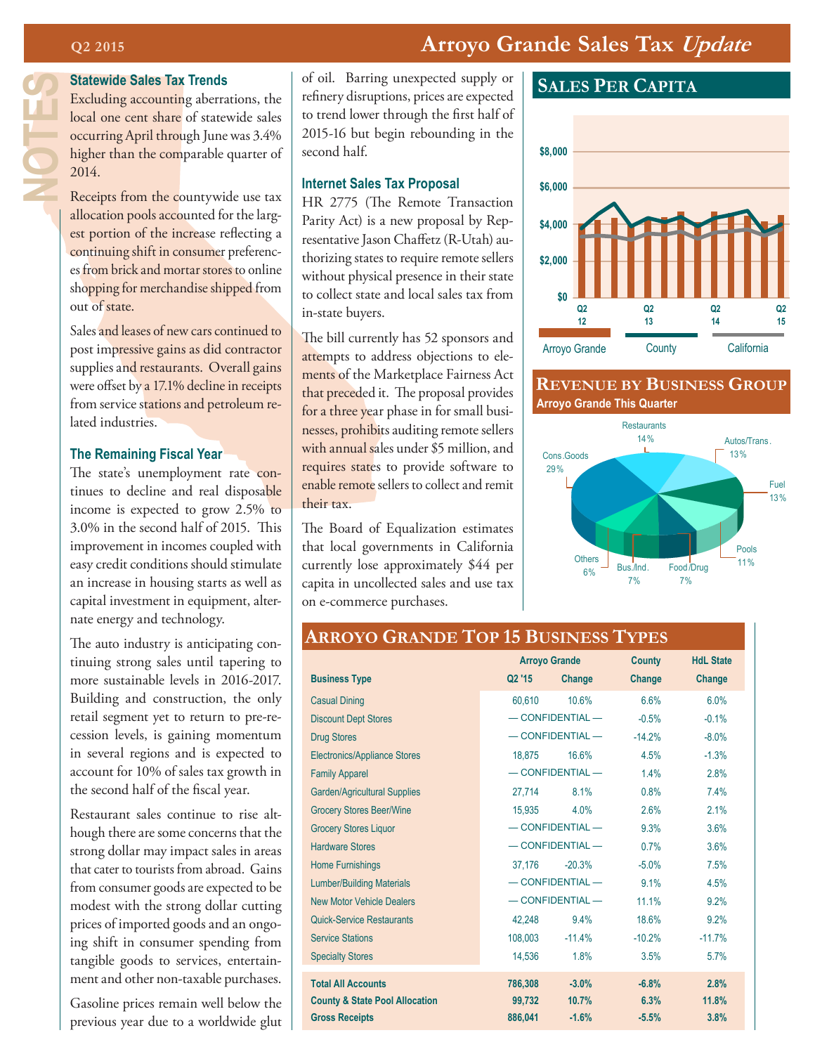# Q2 2015 Arroyo Grande Sales Tax *Update*

NOTES

### Statewide Sales Tax Trends

Excluding accounting aberrations, the local one cent share of statewide sales occurring April through June was 3.4% higher than the comparable quarter of 2014.

Receipts from the countywide use tax allocation pools accounted for the largest portion of the increase reflecting a continuing shift in consumer preferences from brick and mortar stores to online shopping for merchandise shipped from out of state.

Sales and leases of new cars continued to post impressive gains as did contractor supplies and restaurants. Overall gains were offset by a 17.1% decline in receipts from service stations and petroleum related industries.

### The Remaining Fiscal Year

The state's unemployment rate continues to decline and real disposable income is expected to grow 2.5% to 3.0% in the second half of 2015. This improvement in incomes coupled with easy credit conditions should stimulate an increase in housing starts as well as capital investment in equipment, alternate energy and technology.

The auto industry is anticipating continuing strong sales until tapering to more sustainable levels in 2016-2017. Building and construction, the only retail segment yet to return to pre-recession levels, is gaining momentum in several regions and is expected to account for 10% of sales tax growth in the second half of the fiscal year.

Restaurant sales continue to rise although there are some concerns that the strong dollar may impact sales in areas that cater to tourists from abroad. Gains from consumer goods are expected to be modest with the strong dollar cutting prices of imported goods and an ongoing shift in consumer spending from tangible goods to services, entertainment and other non-taxable purchases.

Gasoline prices remain well below the previous year due to a worldwide glut of oil. Barring unexpected supply or refinery disruptions, prices are expected to trend lower through the first half of 2015-16 but begin rebounding in the second half.

### Internet Sales Tax Proposal

HR 2775 (The Remote Transaction Parity Act) is a new proposal by Representative Jason Chaffetz (R-Utah) authorizing states to require remote sellers without physical presence in their state to collect state and local sales tax from in-state buyers.

The bill currently has 52 sponsors and attempts to address objections to elements of the Marketplace Fairness Act that preceded it. The proposal provides for a three year phase in for small businesses, prohibits auditing remote sellers with annual sales under $5 million, and requires states to provide software to enable remote sellers to collect and remit their tax.

The Board of Equalization estimates that local governments in California currently lose approximately $44 per capita in uncollected sales and use tax on e-commerce purchases.

## Sales Per Capita

$8,000
$6,000
$4,000
$2,000
$0
Q2 12
Q2 13
Q2 14
Q2 15

Arroyo Grande
County
California

## Revenue by Business Group

**Arroyo Grande This Quarter**

Restaurants 14%
Autos/Trans. 13%
Fuel 13%
Pools 11%
Food/Drug 7%
Bus./Ind. 7%
Others 6%
Cons.Goods 29%

## Arroyo Grande Top 15 Business Types

| | Arroyo Grande | | County | HdL State |
|---|---|---|---|---|
| **Business Type** | **Q2 '15** | **Change** | **Change** | **Change** |
| Casual Dining | 60,610 | 10.6% | 6.6% | 6.0% |
| Discount Dept Stores | — CONFIDENTIAL — | | -0.5% | -0.1% |
| Drug Stores | — CONFIDENTIAL — | | -14.2% | -8.0% |
| Electronics/Appliance Stores | 18,875 | 16.6% | 4.5% | -1.3% |
| Family Apparel | — CONFIDENTIAL — | | 1.4% | 2.8% |
| Garden/Agricultural Supplies | 27,714 | 8.1% | 0.8% | 7.4% |
| Grocery Stores Beer/Wine | 15,935 | 4.0% | 2.6% | 2.1% |
| Grocery Stores Liquor | — CONFIDENTIAL — | | 9.3% | 3.6% |
| Hardware Stores | — CONFIDENTIAL — | | 0.7% | 3.6% |
| Home Furnishings | 37,176 | -20.3% | -5.0% | 7.5% |
| Lumber/Building Materials | — CONFIDENTIAL — | | 9.1% | 4.5% |
| New Motor Vehicle Dealers | — CONFIDENTIAL — | | 11.1% | 9.2% |
| Quick-Service Restaurants | 42,248 | 9.4% | 18.6% | 9.2% |
| Service Stations | 108,003 | -11.4% | -10.2% | -11.7% |
| Specialty Stores | 14,536 | 1.8% | 3.5% | 5.7% |
| **Total All Accounts** | **786,308** | **-3.0%** | **-6.8%** | **2.8%** |
| **County & State Pool Allocation** | **99,732** | **10.7%** | **6.3%** | **11.8%** |
| **Gross Receipts** | **886,041** | **-1.6%** | **-5.5%** | **3.8%** |